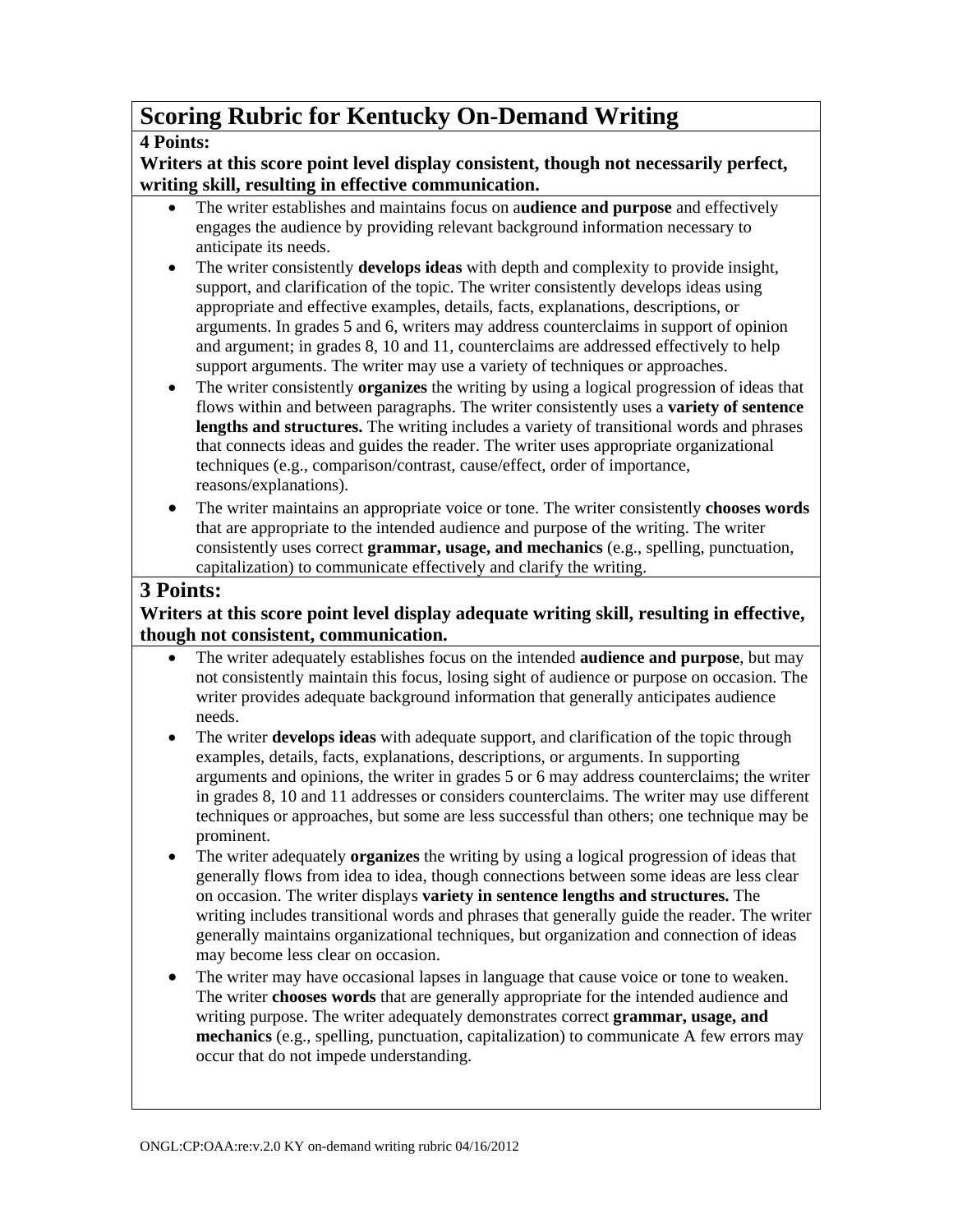# Scoring Rubric for Kentucky On-Demand Writing

**4 Points:**

**Writers at this score point level display consistent, though not necessarily perfect, writing skill, resulting in effective communication.**

- The writer establishes and maintains focus on a**udience and purpose** and effectively engages the audience by providing relevant background information necessary to anticipate its needs.
- The writer consistently **develops ideas** with depth and complexity to provide insight, support, and clarification of the topic. The writer consistently develops ideas using appropriate and effective examples, details, facts, explanations, descriptions, or arguments. In grades 5 and 6, writers may address counterclaims in support of opinion and argument; in grades 8, 10 and 11, counterclaims are addressed effectively to help support arguments. The writer may use a variety of techniques or approaches.
- The writer consistently **organizes** the writing by using a logical progression of ideas that flows within and between paragraphs. The writer consistently uses a **variety of sentence lengths and structures.** The writing includes a variety of transitional words and phrases that connects ideas and guides the reader. The writer uses appropriate organizational techniques (e.g., comparison/contrast, cause/effect, order of importance, reasons/explanations).
- The writer maintains an appropriate voice or tone. The writer consistently **chooses words** that are appropriate to the intended audience and purpose of the writing. The writer consistently uses correct **grammar, usage, and mechanics** (e.g., spelling, punctuation, capitalization) to communicate effectively and clarify the writing.

## 3 Points:

**Writers at this score point level display adequate writing skill, resulting in effective, though not consistent, communication.**

- The writer adequately establishes focus on the intended **audience and purpose**, but may not consistently maintain this focus, losing sight of audience or purpose on occasion. The writer provides adequate background information that generally anticipates audience needs.
- The writer **develops ideas** with adequate support, and clarification of the topic through examples, details, facts, explanations, descriptions, or arguments. In supporting arguments and opinions, the writer in grades 5 or 6 may address counterclaims; the writer in grades 8, 10 and 11 addresses or considers counterclaims. The writer may use different techniques or approaches, but some are less successful than others; one technique may be prominent.
- The writer adequately **organizes** the writing by using a logical progression of ideas that generally flows from idea to idea, though connections between some ideas are less clear on occasion. The writer displays **variety in sentence lengths and structures.** The writing includes transitional words and phrases that generally guide the reader. The writer generally maintains organizational techniques, but organization and connection of ideas may become less clear on occasion.
- The writer may have occasional lapses in language that cause voice or tone to weaken. The writer **chooses words** that are generally appropriate for the intended audience and writing purpose. The writer adequately demonstrates correct **grammar, usage, and mechanics** (e.g., spelling, punctuation, capitalization) to communicate A few errors may occur that do not impede understanding.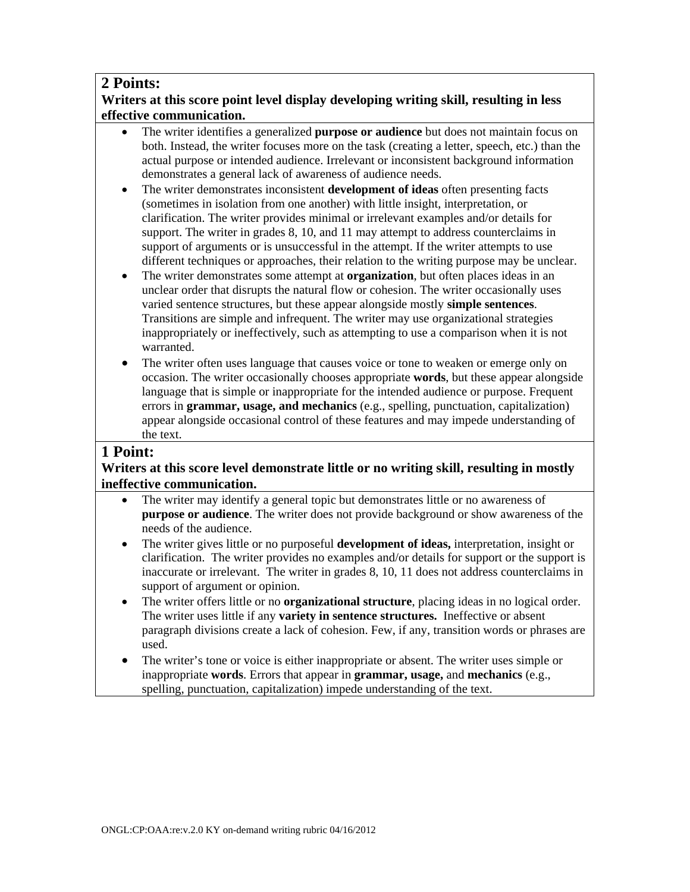## 2 Points:

**Writers at this score point level display developing writing skill, resulting in less effective communication.**

- The writer identifies a generalized **purpose or audience** but does not maintain focus on both. Instead, the writer focuses more on the task (creating a letter, speech, etc.) than the actual purpose or intended audience. Irrelevant or inconsistent background information demonstrates a general lack of awareness of audience needs.
- The writer demonstrates inconsistent **development of ideas** often presenting facts (sometimes in isolation from one another) with little insight, interpretation, or clarification. The writer provides minimal or irrelevant examples and/or details for support. The writer in grades 8, 10, and 11 may attempt to address counterclaims in support of arguments or is unsuccessful in the attempt. If the writer attempts to use different techniques or approaches, their relation to the writing purpose may be unclear.
- The writer demonstrates some attempt at **organization**, but often places ideas in an unclear order that disrupts the natural flow or cohesion. The writer occasionally uses varied sentence structures, but these appear alongside mostly **simple sentences**. Transitions are simple and infrequent. The writer may use organizational strategies inappropriately or ineffectively, such as attempting to use a comparison when it is not warranted.
- The writer often uses language that causes voice or tone to weaken or emerge only on occasion. The writer occasionally chooses appropriate **words**, but these appear alongside language that is simple or inappropriate for the intended audience or purpose. Frequent errors in **grammar, usage, and mechanics** (e.g., spelling, punctuation, capitalization) appear alongside occasional control of these features and may impede understanding of the text.

## 1 Point:

**Writers at this score level demonstrate little or no writing skill, resulting in mostly ineffective communication.**

- The writer may identify a general topic but demonstrates little or no awareness of **purpose or audience**. The writer does not provide background or show awareness of the needs of the audience.
- The writer gives little or no purposeful **development of ideas,** interpretation, insight or clarification. The writer provides no examples and/or details for support or the support is inaccurate or irrelevant. The writer in grades 8, 10, 11 does not address counterclaims in support of argument or opinion.
- The writer offers little or no **organizational structure**, placing ideas in no logical order. The writer uses little if any **variety in sentence structures.** Ineffective or absent paragraph divisions create a lack of cohesion. Few, if any, transition words or phrases are used.
- The writer's tone or voice is either inappropriate or absent. The writer uses simple or inappropriate **words**. Errors that appear in **grammar, usage,** and **mechanics** (e.g., spelling, punctuation, capitalization) impede understanding of the text.